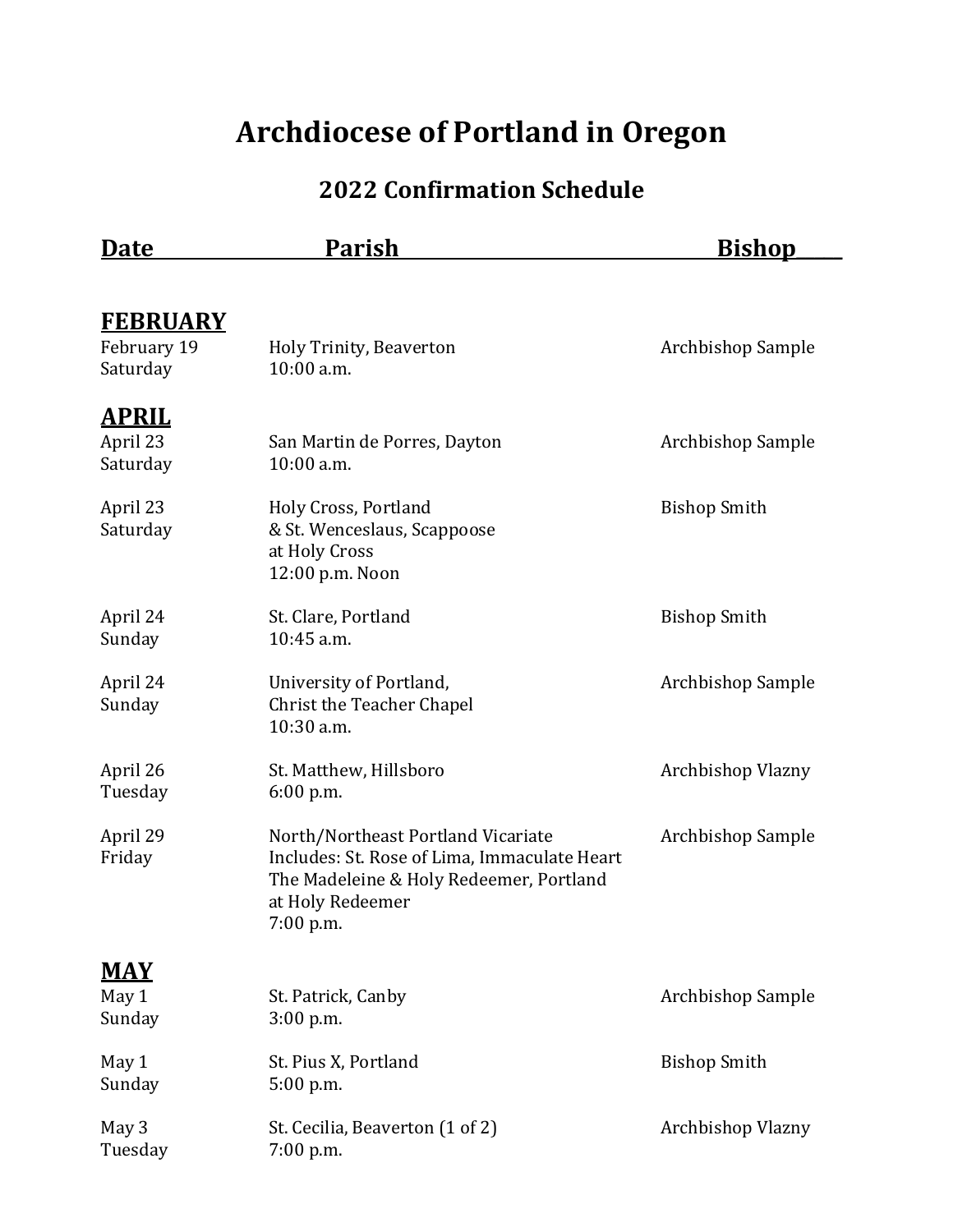# Archdiocese of Portland in Oregon

## 2022 Confirmation Schedule

| Date | Parish | Bishop |
|---|---|---|
| **FEBRUARY** | | |
| February 19<br>Saturday | Holy Trinity, Beaverton<br>10:00 a.m. | Archbishop Sample |
| **APRIL** | | |
| April 23<br>Saturday | San Martin de Porres, Dayton<br>10:00 a.m. | Archbishop Sample |
| April 23<br>Saturday | Holy Cross, Portland<br>& St. Wenceslaus, Scappoose<br>at Holy Cross<br>12:00 p.m. Noon | Bishop Smith |
| April 24<br>Sunday | St. Clare, Portland<br>10:45 a.m. | Bishop Smith |
| April 24<br>Sunday | University of Portland,<br>Christ the Teacher Chapel<br>10:30 a.m. | Archbishop Sample |
| April 26<br>Tuesday | St. Matthew, Hillsboro<br>6:00 p.m. | Archbishop Vlazny |
| April 29<br>Friday | North/Northeast Portland Vicariate<br>Includes: St. Rose of Lima, Immaculate Heart<br>The Madeleine & Holy Redeemer, Portland<br>at Holy Redeemer<br>7:00 p.m. | Archbishop Sample |
| **MAY** | | |
| May 1<br>Sunday | St. Patrick, Canby<br>3:00 p.m. | Archbishop Sample |
| May 1<br>Sunday | St. Pius X, Portland<br>5:00 p.m. | Bishop Smith |
| May 3<br>Tuesday | St. Cecilia, Beaverton (1 of 2)<br>7:00 p.m. | Archbishop Vlazny |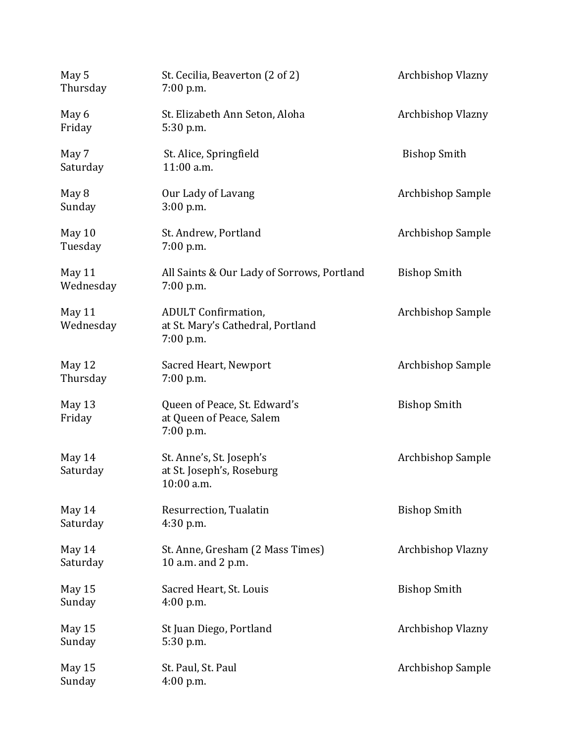| | | |
|---|---|---|
| May 5<br>Thursday | St. Cecilia, Beaverton (2 of 2)<br>7:00 p.m. | Archbishop Vlazny |
| May 6<br>Friday | St. Elizabeth Ann Seton, Aloha<br>5:30 p.m. | Archbishop Vlazny |
| May 7<br>Saturday | St. Alice, Springfield<br>11:00 a.m. | Bishop Smith |
| May 8<br>Sunday | Our Lady of Lavang<br>3:00 p.m. | Archbishop Sample |
| May 10<br>Tuesday | St. Andrew, Portland<br>7:00 p.m. | Archbishop Sample |
| May 11<br>Wednesday | All Saints & Our Lady of Sorrows, Portland<br>7:00 p.m. | Bishop Smith |
| May 11<br>Wednesday | ADULT Confirmation,<br>at St. Mary's Cathedral, Portland<br>7:00 p.m. | Archbishop Sample |
| May 12<br>Thursday | Sacred Heart, Newport<br>7:00 p.m. | Archbishop Sample |
| May 13<br>Friday | Queen of Peace, St. Edward's<br>at Queen of Peace, Salem<br>7:00 p.m. | Bishop Smith |
| May 14<br>Saturday | St. Anne's, St. Joseph's<br>at St. Joseph's, Roseburg<br>10:00 a.m. | Archbishop Sample |
| May 14<br>Saturday | Resurrection, Tualatin<br>4:30 p.m. | Bishop Smith |
| May 14<br>Saturday | St. Anne, Gresham (2 Mass Times)<br>10 a.m. and 2 p.m. | Archbishop Vlazny |
| May 15<br>Sunday | Sacred Heart, St. Louis<br>4:00 p.m. | Bishop Smith |
| May 15<br>Sunday | St Juan Diego, Portland<br>5:30 p.m. | Archbishop Vlazny |
| May 15<br>Sunday | St. Paul, St. Paul<br>4:00 p.m. | Archbishop Sample |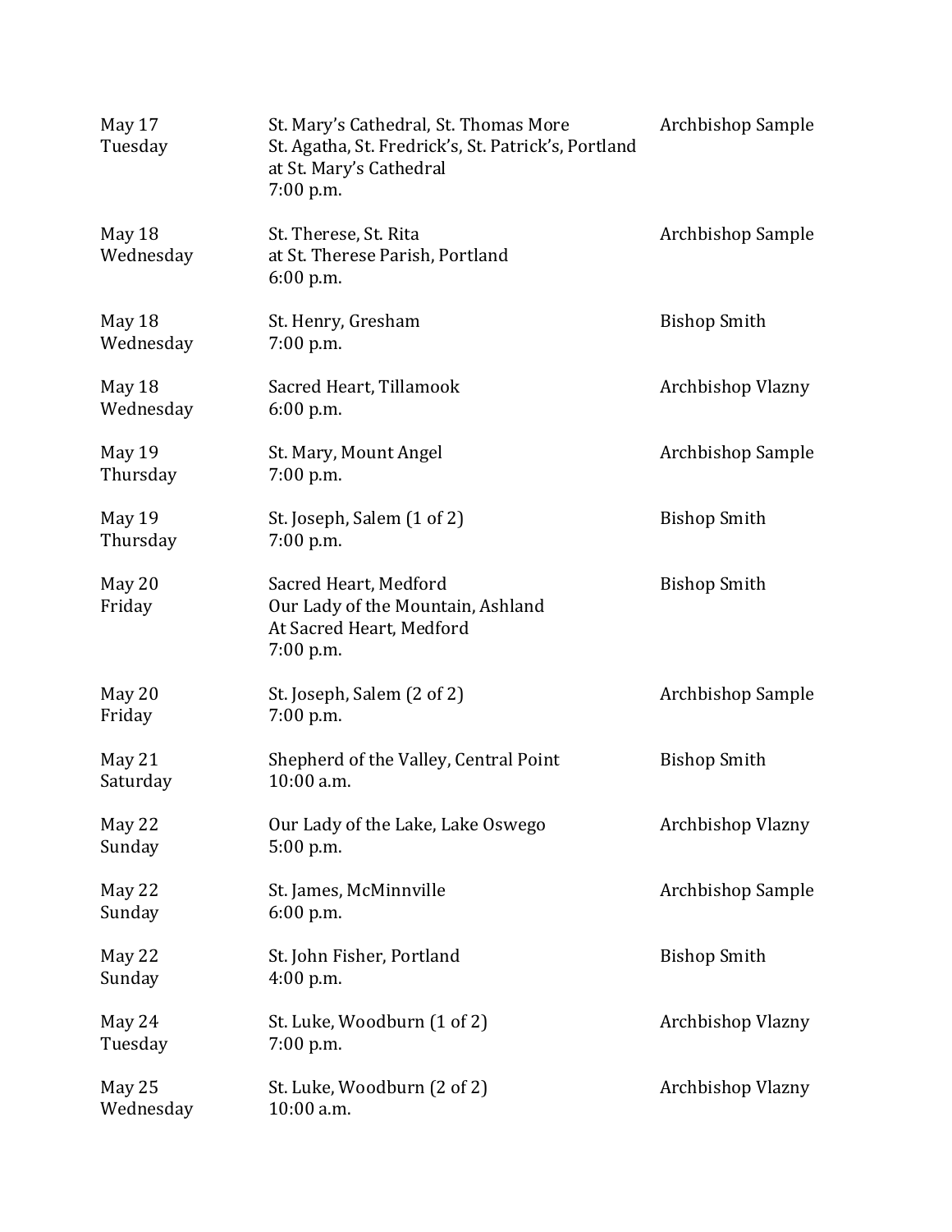| | | |
|---|---|---|
| May 17<br>Tuesday | St. Mary's Cathedral, St. Thomas More<br>St. Agatha, St. Fredrick's, St. Patrick's, Portland<br>at St. Mary's Cathedral<br>7:00 p.m. | Archbishop Sample |
| May 18<br>Wednesday | St. Therese, St. Rita<br>at St. Therese Parish, Portland<br>6:00 p.m. | Archbishop Sample |
| May 18<br>Wednesday | St. Henry, Gresham<br>7:00 p.m. | Bishop Smith |
| May 18<br>Wednesday | Sacred Heart, Tillamook<br>6:00 p.m. | Archbishop Vlazny |
| May 19<br>Thursday | St. Mary, Mount Angel<br>7:00 p.m. | Archbishop Sample |
| May 19<br>Thursday | St. Joseph, Salem (1 of 2)<br>7:00 p.m. | Bishop Smith |
| May 20<br>Friday | Sacred Heart, Medford<br>Our Lady of the Mountain, Ashland<br>At Sacred Heart, Medford<br>7:00 p.m. | Bishop Smith |
| May 20<br>Friday | St. Joseph, Salem (2 of 2)<br>7:00 p.m. | Archbishop Sample |
| May 21<br>Saturday | Shepherd of the Valley, Central Point<br>10:00 a.m. | Bishop Smith |
| May 22<br>Sunday | Our Lady of the Lake, Lake Oswego<br>5:00 p.m. | Archbishop Vlazny |
| May 22<br>Sunday | St. James, McMinnville<br>6:00 p.m. | Archbishop Sample |
| May 22<br>Sunday | St. John Fisher, Portland<br>4:00 p.m. | Bishop Smith |
| May 24<br>Tuesday | St. Luke, Woodburn (1 of 2)<br>7:00 p.m. | Archbishop Vlazny |
| May 25<br>Wednesday | St. Luke, Woodburn (2 of 2)<br>10:00 a.m. | Archbishop Vlazny |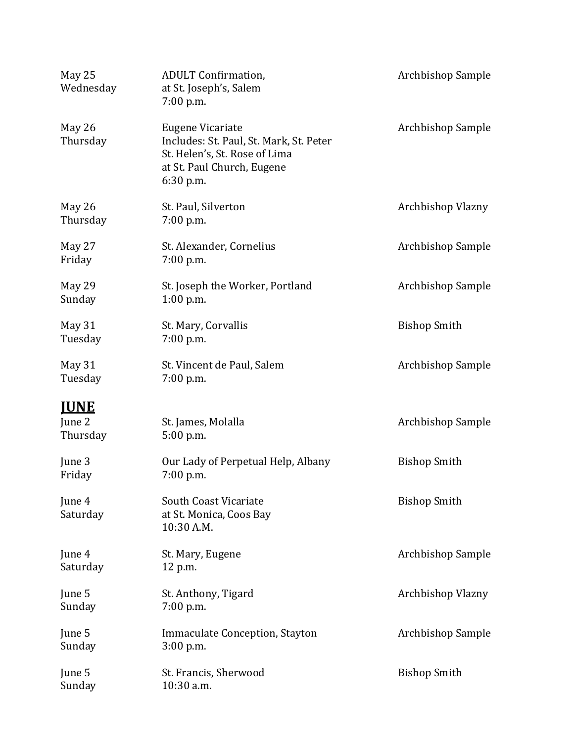| | | |
|---|---|---|
| May 25<br>Wednesday | ADULT Confirmation,<br>at St. Joseph's, Salem<br>7:00 p.m. | Archbishop Sample |
| May 26<br>Thursday | Eugene Vicariate<br>Includes: St. Paul, St. Mark, St. Peter<br>St. Helen's, St. Rose of Lima<br>at St. Paul Church, Eugene<br>6:30 p.m. | Archbishop Sample |
| May 26<br>Thursday | St. Paul, Silverton<br>7:00 p.m. | Archbishop Vlazny |
| May 27<br>Friday | St. Alexander, Cornelius<br>7:00 p.m. | Archbishop Sample |
| May 29<br>Sunday | St. Joseph the Worker, Portland<br>1:00 p.m. | Archbishop Sample |
| May 31<br>Tuesday | St. Mary, Corvallis<br>7:00 p.m. | Bishop Smith |
| May 31<br>Tuesday | St. Vincent de Paul, Salem<br>7:00 p.m. | Archbishop Sample |

## **JUNE**

| | | |
|---|---|---|
| June 2<br>Thursday | St. James, Molalla<br>5:00 p.m. | Archbishop Sample |
| June 3<br>Friday | Our Lady of Perpetual Help, Albany<br>7:00 p.m. | Bishop Smith |
| June 4<br>Saturday | South Coast Vicariate<br>at St. Monica, Coos Bay<br>10:30 A.M. | Bishop Smith |
| June 4<br>Saturday | St. Mary, Eugene<br>12 p.m. | Archbishop Sample |
| June 5<br>Sunday | St. Anthony, Tigard<br>7:00 p.m. | Archbishop Vlazny |
| June 5<br>Sunday | Immaculate Conception, Stayton<br>3:00 p.m. | Archbishop Sample |
| June 5<br>Sunday | St. Francis, Sherwood<br>10:30 a.m. | Bishop Smith |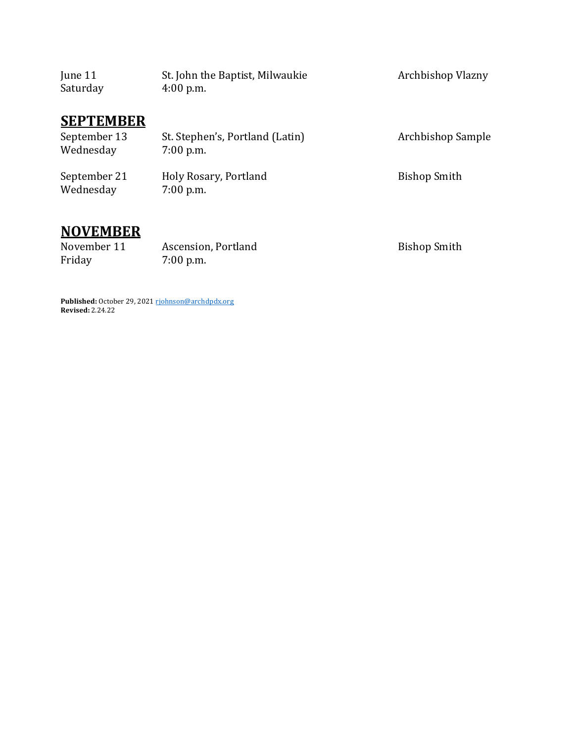| | | |
|---|---|---|
| June 11<br>Saturday | St. John the Baptist, Milwaukie<br>4:00 p.m. | Archbishop Vlazny |

## SEPTEMBER

| | | |
|---|---|---|
| September 13<br>Wednesday | St. Stephen's, Portland (Latin)<br>7:00 p.m. | Archbishop Sample |
| September 21<br>Wednesday | Holy Rosary, Portland<br>7:00 p.m. | Bishop Smith |

## NOVEMBER

| | | |
|---|---|---|
| November 11<br>Friday | Ascension, Portland<br>7:00 p.m. | Bishop Smith |

**Published:** October 29, 2021 rjohnson@archdpdx.org
**Revised:** 2.24.22